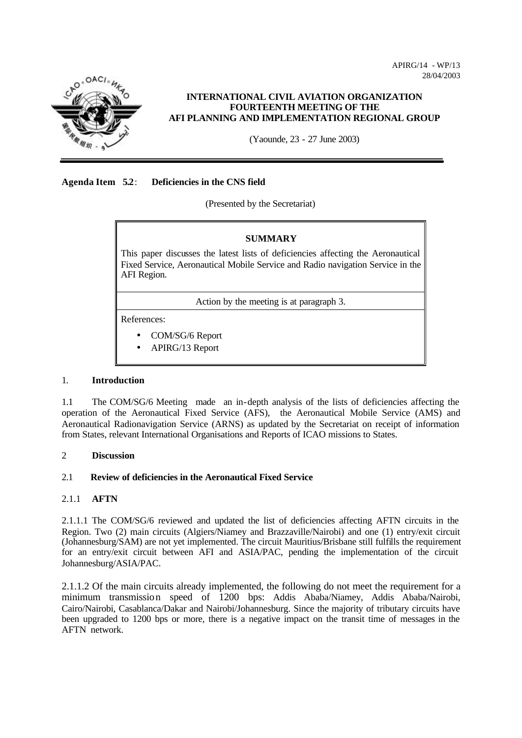APIRG/14 - WP/13
28/04/2003

**INTERNATIONAL CIVIL AVIATION ORGANIZATION**
**FOURTEENTH MEETING OF THE**
**AFI PLANNING AND IMPLEMENTATION REGIONAL GROUP**

(Yaounde, 23 - 27 June 2003)

**Agenda Item 5.2**: **Deficiencies in the CNS field**

(Presented by the Secretariat)

**SUMMARY**

This paper discusses the latest lists of deficiencies affecting the Aeronautical Fixed Service, Aeronautical Mobile Service and Radio navigation Service in the AFI Region.

Action by the meeting is at paragraph 3.

References:

- COM/SG/6 Report
- APIRG/13 Report

## 1. Introduction

1.1 The COM/SG/6 Meeting made an in-depth analysis of the lists of deficiencies affecting the operation of the Aeronautical Fixed Service (AFS), the Aeronautical Mobile Service (AMS) and Aeronautical Radionavigation Service (ARNS) as updated by the Secretariat on receipt of information from States, relevant International Organisations and Reports of ICAO missions to States.

## 2 Discussion

### 2.1 Review of deficiencies in the Aeronautical Fixed Service

#### 2.1.1 AFTN

2.1.1.1 The COM/SG/6 reviewed and updated the list of deficiencies affecting AFTN circuits in the Region. Two (2) main circuits (Algiers/Niamey and Brazzaville/Nairobi) and one (1) entry/exit circuit (Johannesburg/SAM) are not yet implemented. The circuit Mauritius/Brisbane still fulfills the requirement for an entry/exit circuit between AFI and ASIA/PAC, pending the implementation of the circuit Johannesburg/ASIA/PAC.

2.1.1.2 Of the main circuits already implemented, the following do not meet the requirement for a minimum transmission speed of 1200 bps: Addis Ababa/Niamey, Addis Ababa/Nairobi, Cairo/Nairobi, Casablanca/Dakar and Nairobi/Johannesburg. Since the majority of tributary circuits have been upgraded to 1200 bps or more, there is a negative impact on the transit time of messages in the AFTN network.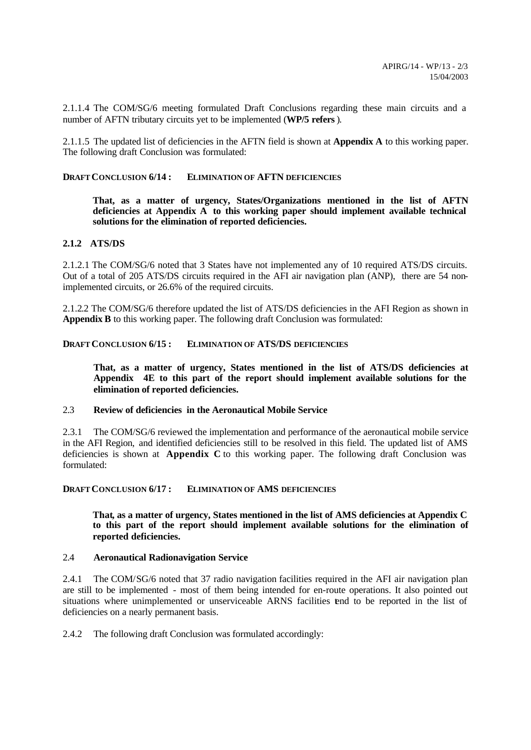2.1.1.4 The COM/SG/6 meeting formulated Draft Conclusions regarding these main circuits and a number of AFTN tributary circuits yet to be implemented (**WP/5 refers**).

2.1.1.5 The updated list of deficiencies in the AFTN field is shown at **Appendix A** to this working paper. The following draft Conclusion was formulated:

**DRAFT CONCLUSION 6/14 : ELIMINATION OF AFTN DEFICIENCIES**

> **That, as a matter of urgency, States/Organizations mentioned in the list of AFTN deficiencies at Appendix A to this working paper should implement available technical solutions for the elimination of reported deficiencies.**

### 2.1.2 ATS/DS

2.1.2.1 The COM/SG/6 noted that 3 States have not implemented any of 10 required ATS/DS circuits. Out of a total of 205 ATS/DS circuits required in the AFI air navigation plan (ANP), there are 54 non-implemented circuits, or 26.6% of the required circuits.

2.1.2.2 The COM/SG/6 therefore updated the list of ATS/DS deficiencies in the AFI Region as shown in **Appendix B** to this working paper. The following draft Conclusion was formulated:

**DRAFT CONCLUSION 6/15 : ELIMINATION OF ATS/DS DEFICIENCIES**

> **That, as a matter of urgency, States mentioned in the list of ATS/DS deficiencies at Appendix 4E to this part of the report should implement available solutions for the elimination of reported deficiencies.**

### 2.3 Review of deficiencies in the Aeronautical Mobile Service

2.3.1 The COM/SG/6 reviewed the implementation and performance of the aeronautical mobile service in the AFI Region, and identified deficiencies still to be resolved in this field. The updated list of AMS deficiencies is shown at **Appendix C** to this working paper. The following draft Conclusion was formulated:

**DRAFT CONCLUSION 6/17 : ELIMINATION OF AMS DEFICIENCIES**

> **That, as a matter of urgency, States mentioned in the list of AMS deficiencies at Appendix C to this part of the report should implement available solutions for the elimination of reported deficiencies.**

### 2.4 Aeronautical Radionavigation Service

2.4.1 The COM/SG/6 noted that 37 radio navigation facilities required in the AFI air navigation plan are still to be implemented - most of them being intended for en-route operations. It also pointed out situations where unimplemented or unserviceable ARNS facilities tend to be reported in the list of deficiencies on a nearly permanent basis.

2.4.2 The following draft Conclusion was formulated accordingly: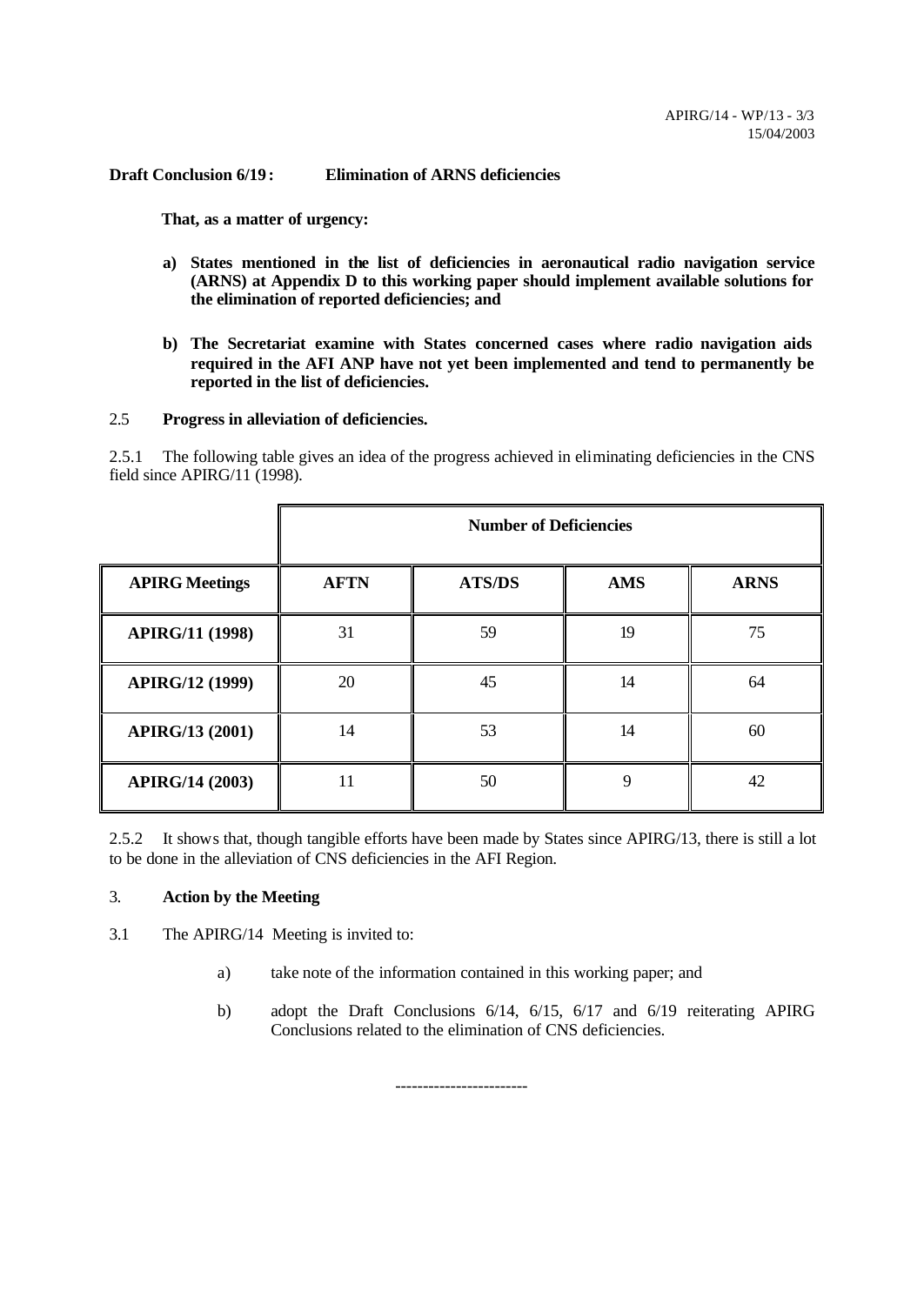**Draft Conclusion 6/19: Elimination of ARNS deficiencies**

**That, as a matter of urgency:**

**a) States mentioned in the list of deficiencies in aeronautical radio navigation service (ARNS) at Appendix D to this working paper should implement available solutions for the elimination of reported deficiencies; and**

**b) The Secretariat examine with States concerned cases where radio navigation aids required in the AFI ANP have not yet been implemented and tend to permanently be reported in the list of deficiencies.**

2.5 **Progress in alleviation of deficiencies.**

2.5.1 The following table gives an idea of the progress achieved in eliminating deficiencies in the CNS field since APIRG/11 (1998).

| | **Number of Deficiencies** | | | |
|---|---|---|---|---|
| **APIRG Meetings** | **AFTN** | **ATS/DS** | **AMS** | **ARNS** |
| **APIRG/11 (1998)** | 31 | 59 | 19 | 75 |
| **APIRG/12 (1999)** | 20 | 45 | 14 | 64 |
| **APIRG/13 (2001)** | 14 | 53 | 14 | 60 |
| **APIRG/14 (2003)** | 11 | 50 | 9 | 42 |

2.5.2 It shows that, though tangible efforts have been made by States since APIRG/13, there is still a lot to be done in the alleviation of CNS deficiencies in the AFI Region.

3. **Action by the Meeting**

3.1 The APIRG/14 Meeting is invited to:

a) take note of the information contained in this working paper; and

b) adopt the Draft Conclusions 6/14, 6/15, 6/17 and 6/19 reiterating APIRG Conclusions related to the elimination of CNS deficiencies.

------------------------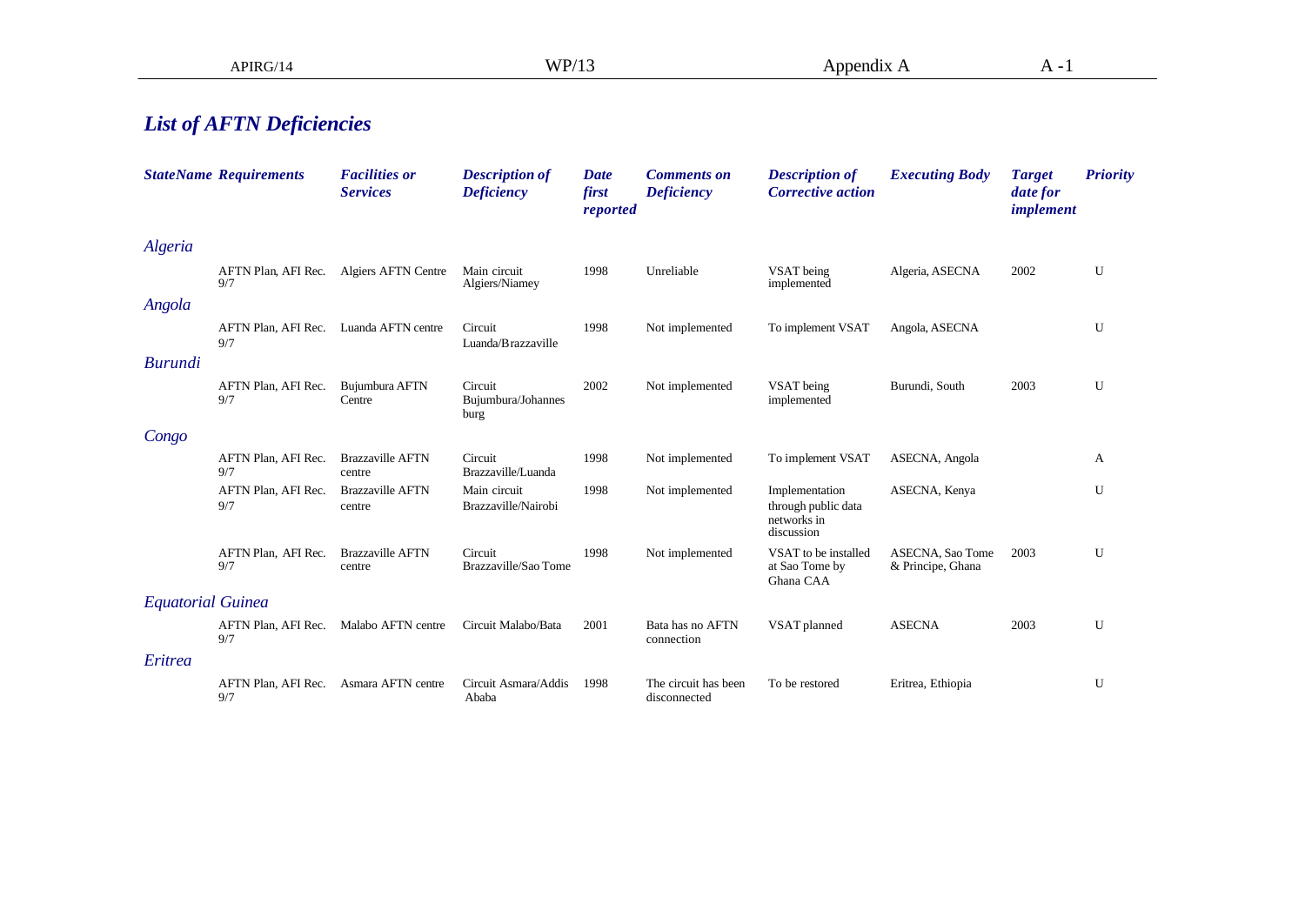## *List of AFTN Deficiencies*

| *StateName* | *Requirements* | *Facilities or Services* | *Description of Deficiency* | *Date first reported* | *Comments on Deficiency* | *Description of Corrective action* | *Executing Body* | *Target date for implement* | *Priority* |
|---|---|---|---|---|---|---|---|---|---|
| *Algeria* | | | | | | | | | |
| | AFTN Plan, AFI Rec. 9/7 | Algiers AFTN Centre | Main circuit Algiers/Niamey | 1998 | Unreliable | VSAT being implemented | Algeria, ASECNA | 2002 | U |
| *Angola* | | | | | | | | | |
| | AFTN Plan, AFI Rec. 9/7 | Luanda AFTN centre | Circuit Luanda/Brazzaville | 1998 | Not implemented | To implement VSAT | Angola, ASECNA | | U |
| *Burundi* | | | | | | | | | |
| | AFTN Plan, AFI Rec. 9/7 | Bujumbura AFTN Centre | Circuit Bujumbura/Johannesburg | 2002 | Not implemented | VSAT being implemented | Burundi, South | 2003 | U |
| *Congo* | | | | | | | | | |
| | AFTN Plan, AFI Rec. 9/7 | Brazzaville AFTN centre | Circuit Brazzaville/Luanda | 1998 | Not implemented | To implement VSAT | ASECNA, Angola | | A |
| | AFTN Plan, AFI Rec. 9/7 | Brazzaville AFTN centre | Main circuit Brazzaville/Nairobi | 1998 | Not implemented | Implementation through public data networks in discussion | ASECNA, Kenya | | U |
| | AFTN Plan, AFI Rec. 9/7 | Brazzaville AFTN centre | Circuit Brazzaville/Sao Tome | 1998 | Not implemented | VSAT to be installed at Sao Tome by Ghana CAA | ASECNA, Sao Tome & Principe, Ghana | 2003 | U |
| *Equatorial Guinea* | | | | | | | | | |
| | AFTN Plan, AFI Rec. 9/7 | Malabo AFTN centre | Circuit Malabo/Bata | 2001 | Bata has no AFTN connection | VSAT planned | ASECNA | 2003 | U |
| *Eritrea* | | | | | | | | | |
| | AFTN Plan, AFI Rec. 9/7 | Asmara AFTN centre | Circuit Asmara/Addis Ababa | 1998 | The circuit has been disconnected | To be restored | Eritrea, Ethiopia | | U |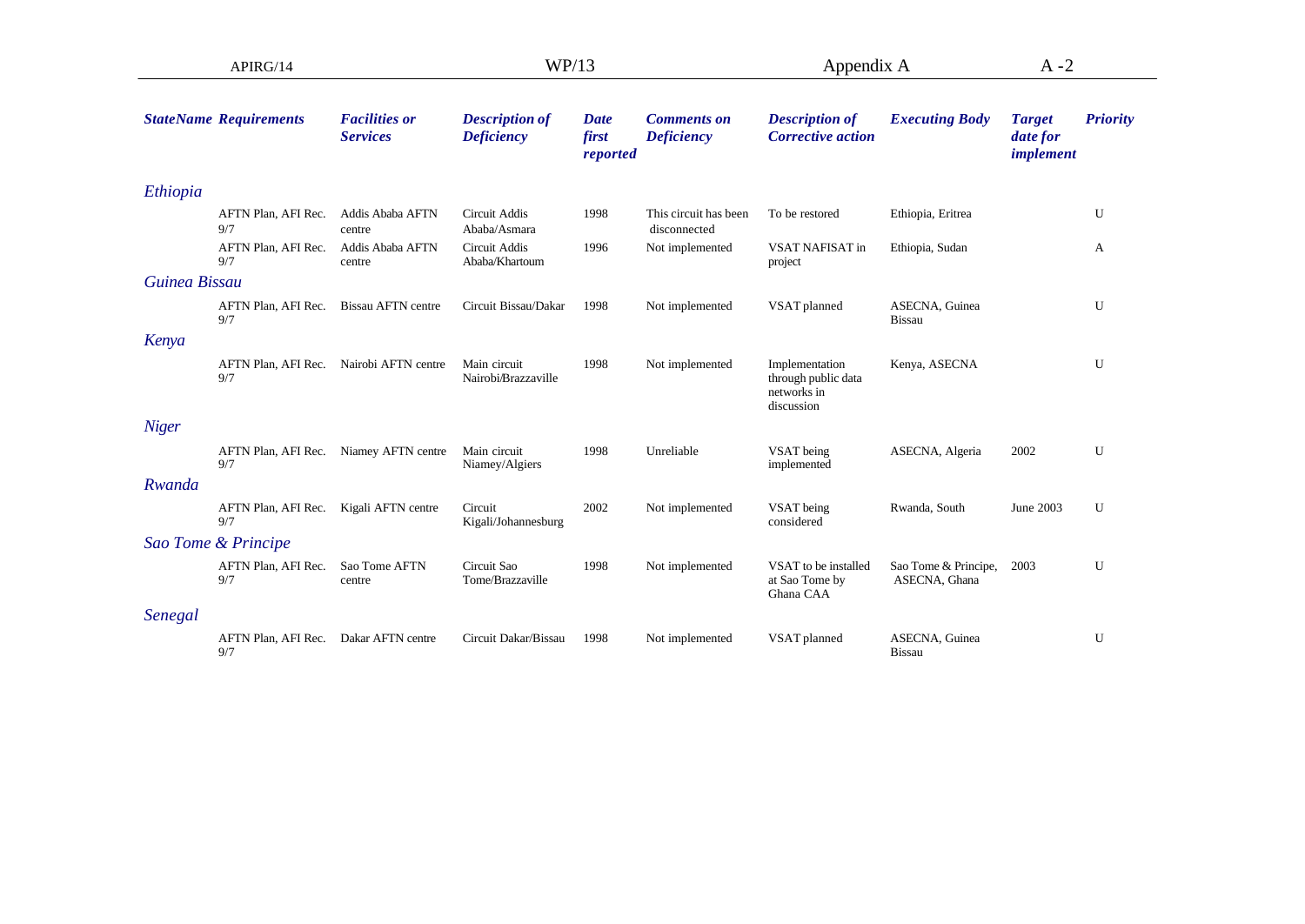| StateName | Requirements | Facilities or Services | Description of Deficiency | Date first reported | Comments on Deficiency | Description of Corrective action | Executing Body | Target date for implement | Priority |
|---|---|---|---|---|---|---|---|---|---|
| *Ethiopia* | | | | | | | | | |
| | AFTN Plan, AFI Rec. 9/7 | Addis Ababa AFTN centre | Circuit Addis Ababa/Asmara | 1998 | This circuit has been disconnected | To be restored | Ethiopia, Eritrea | | U |
| | AFTN Plan, AFI Rec. 9/7 | Addis Ababa AFTN centre | Circuit Addis Ababa/Khartoum | 1996 | Not implemented | VSAT NAFISAT in project | Ethiopia, Sudan | | A |
| *Guinea Bissau* | | | | | | | | | |
| | AFTN Plan, AFI Rec. 9/7 | Bissau AFTN centre | Circuit Bissau/Dakar | 1998 | Not implemented | VSAT planned | ASECNA, Guinea Bissau | | U |
| *Kenya* | | | | | | | | | |
| | AFTN Plan, AFI Rec. 9/7 | Nairobi AFTN centre | Main circuit Nairobi/Brazzaville | 1998 | Not implemented | Implementation through public data networks in discussion | Kenya, ASECNA | | U |
| *Niger* | | | | | | | | | |
| | AFTN Plan, AFI Rec. 9/7 | Niamey AFTN centre | Main circuit Niamey/Algiers | 1998 | Unreliable | VSAT being implemented | ASECNA, Algeria | 2002 | U |
| *Rwanda* | | | | | | | | | |
| | AFTN Plan, AFI Rec. 9/7 | Kigali AFTN centre | Circuit Kigali/Johannesburg | 2002 | Not implemented | VSAT being considered | Rwanda, South | June 2003 | U |
| *Sao Tome & Principe* | | | | | | | | | |
| | AFTN Plan, AFI Rec. 9/7 | Sao Tome AFTN centre | Circuit Sao Tome/Brazzaville | 1998 | Not implemented | VSAT to be installed at Sao Tome by Ghana CAA | Sao Tome & Principe, ASECNA, Ghana | 2003 | U |
| *Senegal* | | | | | | | | | |
| | AFTN Plan, AFI Rec. 9/7 | Dakar AFTN centre | Circuit Dakar/Bissau | 1998 | Not implemented | VSAT planned | ASECNA, Guinea Bissau | | U |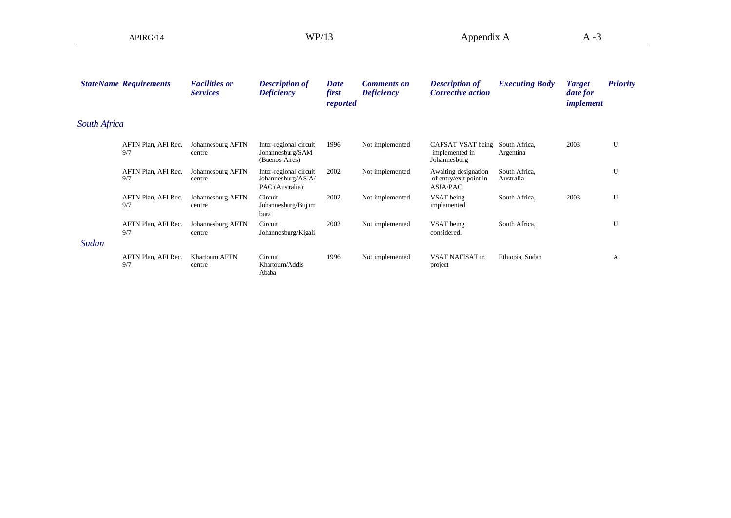| StateName | Requirements | Facilities or Services | Description of Deficiency | Date first reported | Comments on Deficiency | Description of Corrective action | Executing Body | Target date for implement | Priority |
|---|---|---|---|---|---|---|---|---|---|
| *South Africa* | | | | | | | | | |
| | AFTN Plan, AFI Rec. 9/7 | Johannesburg AFTN centre | Inter-regional circuit Johannesburg/SAM (Buenos Aires) | 1996 | Not implemented | CAFSAT VSAT being implemented in Johannesburg | South Africa, Argentina | 2003 | U |
| | AFTN Plan, AFI Rec. 9/7 | Johannesburg AFTN centre | Inter-regional circuit Johannesburg/ASIA/PAC (Australia) | 2002 | Not implemented | Awaiting designation of entry/exit point in ASIA/PAC | South Africa, Australia | | U |
| | AFTN Plan, AFI Rec. 9/7 | Johannesburg AFTN centre | Circuit Johannesburg/Bujumbura | 2002 | Not implemented | VSAT being implemented | South Africa, | 2003 | U |
| | AFTN Plan, AFI Rec. 9/7 | Johannesburg AFTN centre | Circuit Johannesburg/Kigali | 2002 | Not implemented | VSAT being considered. | South Africa, | | U |
| *Sudan* | | | | | | | | | |
| | AFTN Plan, AFI Rec. 9/7 | Khartoum AFTN centre | Circuit Khartoum/Addis Ababa | 1996 | Not implemented | VSAT NAFISAT in project | Ethiopia, Sudan | | A |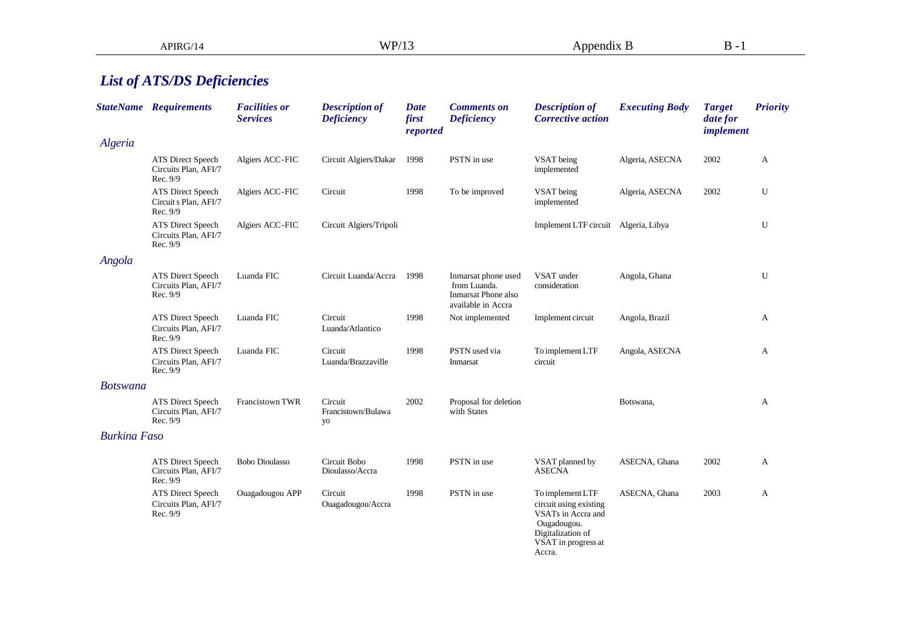## *List of ATS/DS Deficiencies*

| *StateName* | *Requirements* | *Facilities or Services* | *Description of Deficiency* | *Date first reported* | *Comments on Deficiency* | *Description of Corrective action* | *Executing Body* | *Target date for implement* | *Priority* |
|---|---|---|---|---|---|---|---|---|---|
| *Algeria* | | | | | | | | | |
| | ATS Direct Speech Circuits Plan, AFI/7 Rec. 9/9 | Algiers ACC-FIC | Circuit Algiers/Dakar | 1998 | PSTN in use | VSAT being implemented | Algeria, ASECNA | 2002 | A |
| | ATS Direct Speech Circuit s Plan, AFI/7 Rec. 9/9 | Algiers ACC-FIC | Circuit | 1998 | To be improved | VSAT being implemented | Algeria, ASECNA | 2002 | U |
| | ATS Direct Speech Circuits Plan, AFI/7 Rec. 9/9 | Algiers ACC-FIC | Circuit Algiers/Tripoli | | | Implement LTF circuit | Algeria, Libya | | U |
| *Angola* | | | | | | | | | |
| | ATS Direct Speech Circuits Plan, AFI/7 Rec. 9/9 | Luanda FIC | Circuit Luanda/Accra | 1998 | Inmarsat phone used from Luanda. Inmarsat Phone also available in Accra | VSAT under consideration | Angola, Ghana | | U |
| | ATS Direct Speech Circuits Plan, AFI/7 Rec. 9/9 | Luanda FIC | Circuit Luanda/Atlantico | 1998 | Not implemented | Implement circuit | Angola, Brazil | | A |
| | ATS Direct Speech Circuits Plan, AFI/7 Rec. 9/9 | Luanda FIC | Circuit Luanda/Brazzaville | 1998 | PSTN used via Inmarsat | To implement LTF circuit | Angola, ASECNA | | A |
| *Botswana* | | | | | | | | | |
| | ATS Direct Speech Circuits Plan, AFI/7 Rec. 9/9 | Francistown TWR | Circuit Francistown/Bulawayo | 2002 | Proposal for deletion with States | | Botswana, | | A |
| *Burkina Faso* | | | | | | | | | |
| | ATS Direct Speech Circuits Plan, AFI/7 Rec. 9/9 | Bobo Dioulasso | Circuit Bobo Dioulasso/Accra | 1998 | PSTN in use | VSAT planned by ASECNA | ASECNA, Ghana | 2002 | A |
| | ATS Direct Speech Circuits Plan, AFI/7 Rec. 9/9 | Ouagadougou APP | Circuit Ouagadougou/Accra | 1998 | PSTN in use | To implement LTF circuit using existing VSATs in Accra and Ougadougou. Digitalization of VSAT in progress at Accra. | ASECNA, Ghana | 2003 | A |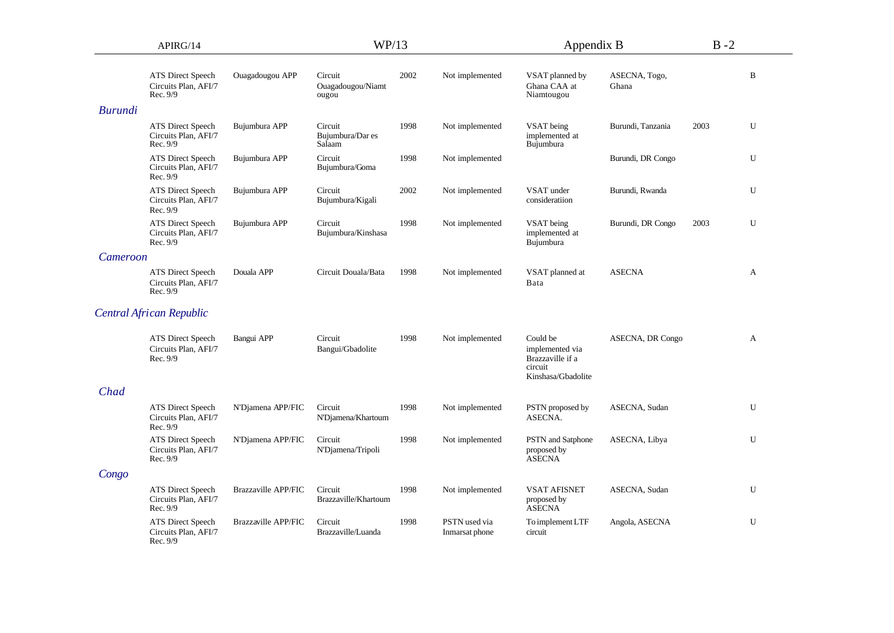| | | | | | | | | | |
|---|---|---|---|---|---|---|---|---|---|
| | ATS Direct Speech Circuits Plan, AFI/7 Rec. 9/9 | Ouagadougou APP | Circuit Ouagadougou/Niamt ougou | 2002 | Not implemented | VSAT planned by Ghana CAA at Niamtougou | ASECNA, Togo, Ghana | | B |
| *Burundi* | | | | | | | | | |
| | ATS Direct Speech Circuits Plan, AFI/7 Rec. 9/9 | Bujumbura APP | Circuit Bujumbura/Dar es Salaam | 1998 | Not implemented | VSAT being implemented at Bujumbura | Burundi, Tanzania | 2003 | U |
| | ATS Direct Speech Circuits Plan, AFI/7 Rec. 9/9 | Bujumbura APP | Circuit Bujumbura/Goma | 1998 | Not implemented | | Burundi, DR Congo | | U |
| | ATS Direct Speech Circuits Plan, AFI/7 Rec. 9/9 | Bujumbura APP | Circuit Bujumbura/Kigali | 2002 | Not implemented | VSAT under consideratiion | Burundi, Rwanda | | U |
| | ATS Direct Speech Circuits Plan, AFI/7 Rec. 9/9 | Bujumbura APP | Circuit Bujumbura/Kinshasa | 1998 | Not implemented | VSAT being implemented at Bujumbura | Burundi, DR Congo | 2003 | U |
| *Cameroon* | | | | | | | | | |
| | ATS Direct Speech Circuits Plan, AFI/7 Rec. 9/9 | Douala APP | Circuit Douala/Bata | 1998 | Not implemented | VSAT planned at Bata | ASECNA | | A |
| *Central African Republic* | | | | | | | | | |
| | ATS Direct Speech Circuits Plan, AFI/7 Rec. 9/9 | Bangui APP | Circuit Bangui/Gbadolite | 1998 | Not implemented | Could be implemented via Brazzaville if a circuit Kinshasa/Gbadolite | ASECNA, DR Congo | | A |
| *Chad* | | | | | | | | | |
| | ATS Direct Speech Circuits Plan, AFI/7 Rec. 9/9 | N'Djamena APP/FIC | Circuit N'Djamena/Khartoum | 1998 | Not implemented | PSTN proposed by ASECNA. | ASECNA, Sudan | | U |
| | ATS Direct Speech Circuits Plan, AFI/7 Rec. 9/9 | N'Djamena APP/FIC | Circuit N'Djamena/Tripoli | 1998 | Not implemented | PSTN and Satphone proposed by ASECNA | ASECNA, Libya | | U |
| *Congo* | | | | | | | | | |
| | ATS Direct Speech Circuits Plan, AFI/7 Rec. 9/9 | Brazzaville APP/FIC | Circuit Brazzaville/Khartoum | 1998 | Not implemented | VSAT AFISNET proposed by ASECNA | ASECNA, Sudan | | U |
| | ATS Direct Speech Circuits Plan, AFI/7 Rec. 9/9 | Brazzaville APP/FIC | Circuit Brazzaville/Luanda | 1998 | PSTN used via Inmarsat phone | To implement LTF circuit | Angola, ASECNA | | U |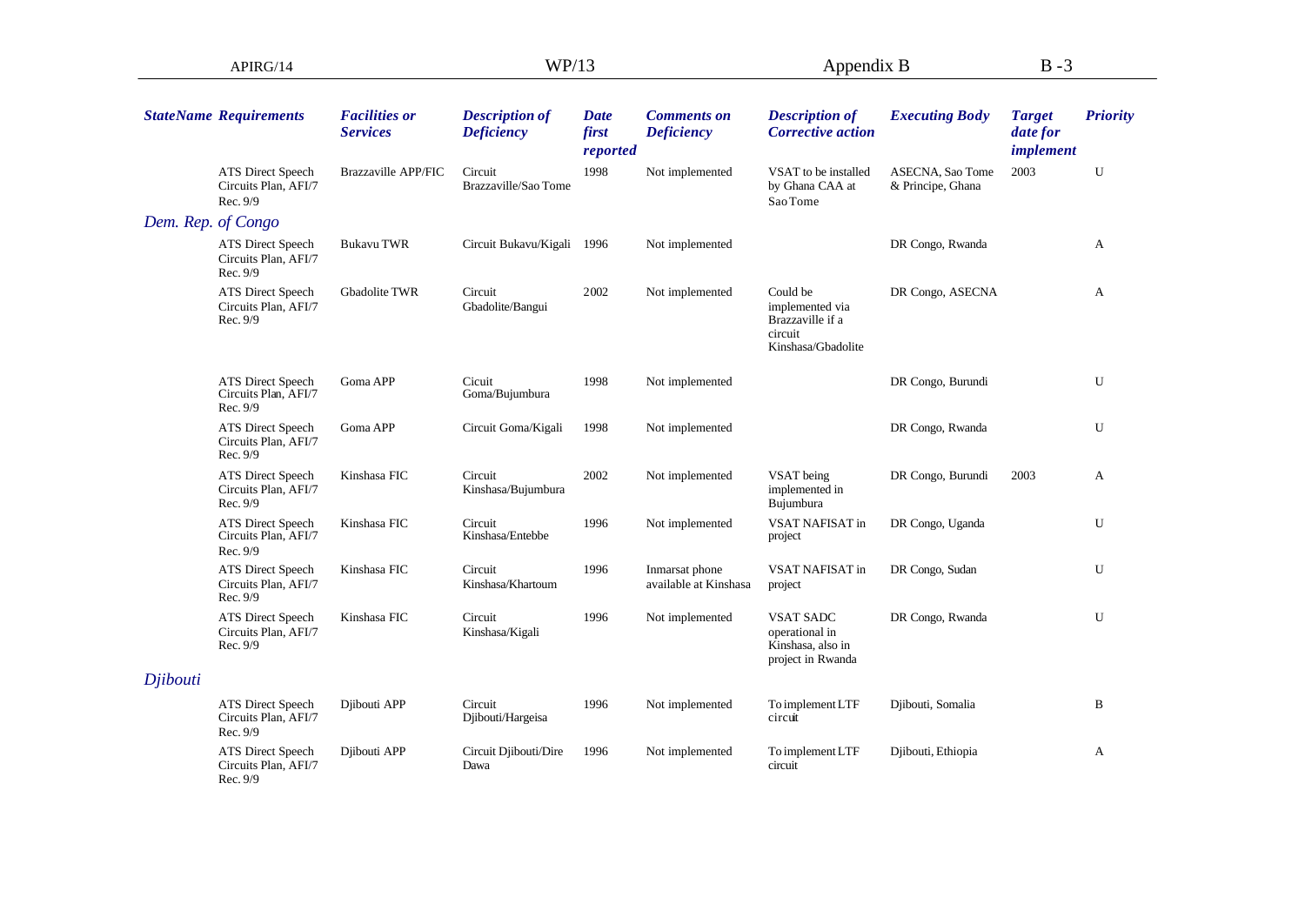| StateName | Requirements | Facilities or Services | Description of Deficiency | Date first reported | Comments on Deficiency | Description of Corrective action | Executing Body | Target date for implement | Priority |
|---|---|---|---|---|---|---|---|---|---|
| | ATS Direct Speech Circuits Plan, AFI/7 Rec. 9/9 | Brazzaville APP/FIC | Circuit Brazzaville/Sao Tome | 1998 | Not implemented | VSAT to be installed by Ghana CAA at Sao Tome | ASECNA, Sao Tome & Principe, Ghana | 2003 | U |
| *Dem. Rep. of Congo* | | | | | | | | | |
| | ATS Direct Speech Circuits Plan, AFI/7 Rec. 9/9 | Bukavu TWR | Circuit Bukavu/Kigali | 1996 | Not implemented | | DR Congo, Rwanda | | A |
| | ATS Direct Speech Circuits Plan, AFI/7 Rec. 9/9 | Gbadolite TWR | Circuit Gbadolite/Bangui | 2002 | Not implemented | Could be implemented via Brazzaville if a circuit Kinshasa/Gbadolite | DR Congo, ASECNA | | A |
| | ATS Direct Speech Circuits Plan, AFI/7 Rec. 9/9 | Goma APP | Cicuit Goma/Bujumbura | 1998 | Not implemented | | DR Congo, Burundi | | U |
| | ATS Direct Speech Circuits Plan, AFI/7 Rec. 9/9 | Goma APP | Circuit Goma/Kigali | 1998 | Not implemented | | DR Congo, Rwanda | | U |
| | ATS Direct Speech Circuits Plan, AFI/7 Rec. 9/9 | Kinshasa FIC | Circuit Kinshasa/Bujumbura | 2002 | Not implemented | VSAT being implemented in Bujumbura | DR Congo, Burundi | 2003 | A |
| | ATS Direct Speech Circuits Plan, AFI/7 Rec. 9/9 | Kinshasa FIC | Circuit Kinshasa/Entebbe | 1996 | Not implemented | VSAT NAFISAT in project | DR Congo, Uganda | | U |
| | ATS Direct Speech Circuits Plan, AFI/7 Rec. 9/9 | Kinshasa FIC | Circuit Kinshasa/Khartoum | 1996 | Inmarsat phone available at Kinshasa | VSAT NAFISAT in project | DR Congo, Sudan | | U |
| | ATS Direct Speech Circuits Plan, AFI/7 Rec. 9/9 | Kinshasa FIC | Circuit Kinshasa/Kigali | 1996 | Not implemented | VSAT SADC operational in Kinshasa, also in project in Rwanda | DR Congo, Rwanda | | U |
| *Djibouti* | | | | | | | | | |
| | ATS Direct Speech Circuits Plan, AFI/7 Rec. 9/9 | Djibouti APP | Circuit Djibouti/Hargeisa | 1996 | Not implemented | To implement LTF circuit | Djibouti, Somalia | | B |
| | ATS Direct Speech Circuits Plan, AFI/7 Rec. 9/9 | Djibouti APP | Circuit Djibouti/Dire Dawa | 1996 | Not implemented | To implement LTF circuit | Djibouti, Ethiopia | | A |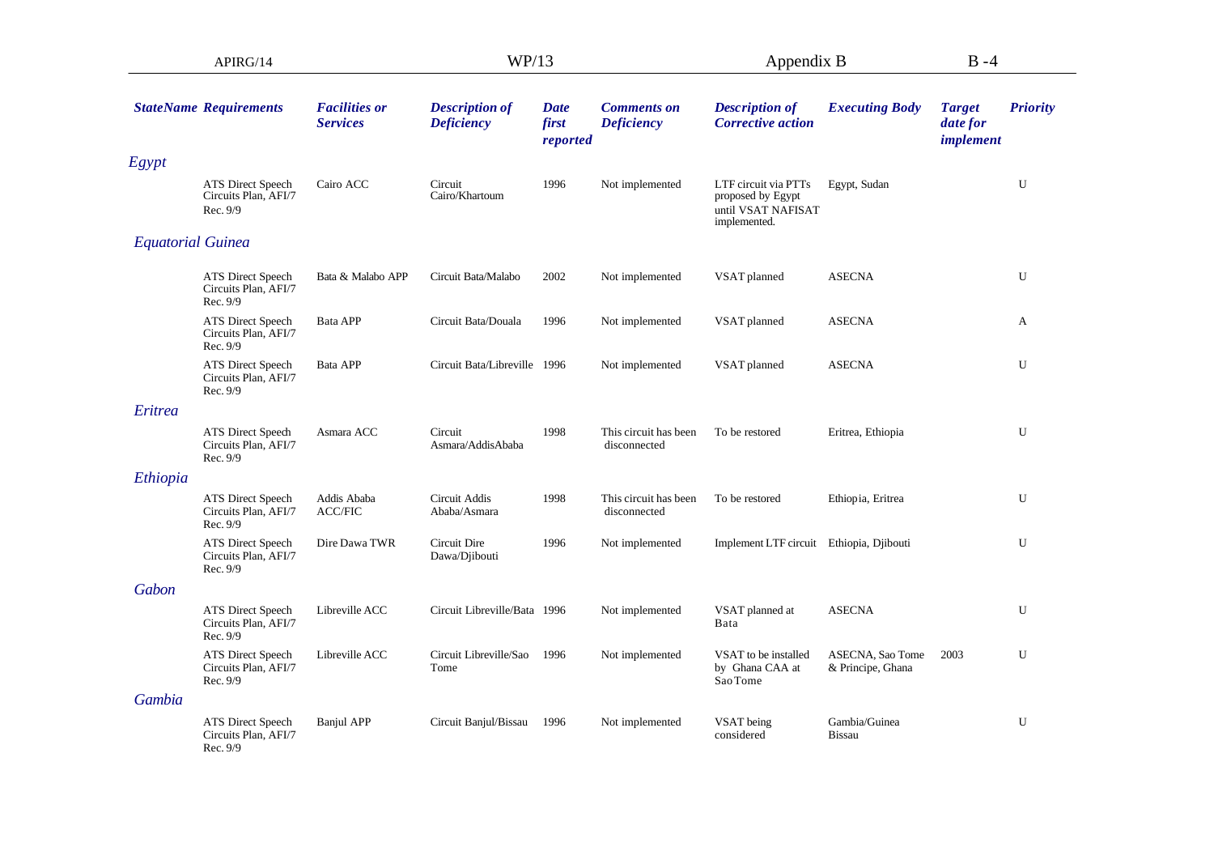| StateName | Requirements | Facilities or Services | Description of Deficiency | Date first reported | Comments on Deficiency | Description of Corrective action | Executing Body | Target date for implement | Priority |
|---|---|---|---|---|---|---|---|---|---|
| *Egypt* | | | | | | | | | |
| | ATS Direct Speech Circuits Plan, AFI/7 Rec. 9/9 | Cairo ACC | Circuit Cairo/Khartoum | 1996 | Not implemented | LTF circuit via PTTs proposed by Egypt until VSAT NAFISAT implemented. | Egypt, Sudan | | U |
| *Equatorial Guinea* | | | | | | | | | |
| | ATS Direct Speech Circuits Plan, AFI/7 Rec. 9/9 | Bata & Malabo APP | Circuit Bata/Malabo | 2002 | Not implemented | VSAT planned | ASECNA | | U |
| | ATS Direct Speech Circuits Plan, AFI/7 Rec. 9/9 | Bata APP | Circuit Bata/Douala | 1996 | Not implemented | VSAT planned | ASECNA | | A |
| | ATS Direct Speech Circuits Plan, AFI/7 Rec. 9/9 | Bata APP | Circuit Bata/Libreville | 1996 | Not implemented | VSAT planned | ASECNA | | U |
| *Eritrea* | | | | | | | | | |
| | ATS Direct Speech Circuits Plan, AFI/7 Rec. 9/9 | Asmara ACC | Circuit Asmara/AddisAbaba | 1998 | This circuit has been disconnected | To be restored | Eritrea, Ethiopia | | U |
| *Ethiopia* | | | | | | | | | |
| | ATS Direct Speech Circuits Plan, AFI/7 Rec. 9/9 | Addis Ababa ACC/FIC | Circuit Addis Ababa/Asmara | 1998 | This circuit has been disconnected | To be restored | Ethiopia, Eritrea | | U |
| | ATS Direct Speech Circuits Plan, AFI/7 Rec. 9/9 | Dire Dawa TWR | Circuit Dire Dawa/Djibouti | 1996 | Not implemented | Implement LTF circuit | Ethiopia, Djibouti | | U |
| *Gabon* | | | | | | | | | |
| | ATS Direct Speech Circuits Plan, AFI/7 Rec. 9/9 | Libreville ACC | Circuit Libreville/Bata | 1996 | Not implemented | VSAT planned at Bata | ASECNA | | U |
| | ATS Direct Speech Circuits Plan, AFI/7 Rec. 9/9 | Libreville ACC | Circuit Libreville/Sao Tome | 1996 | Not implemented | VSAT to be installed by Ghana CAA at Sao Tome | ASECNA, Sao Tome & Principe, Ghana | 2003 | U |
| *Gambia* | | | | | | | | | |
| | ATS Direct Speech Circuits Plan, AFI/7 Rec. 9/9 | Banjul APP | Circuit Banjul/Bissau | 1996 | Not implemented | VSAT being considered | Gambia/Guinea Bissau | | U |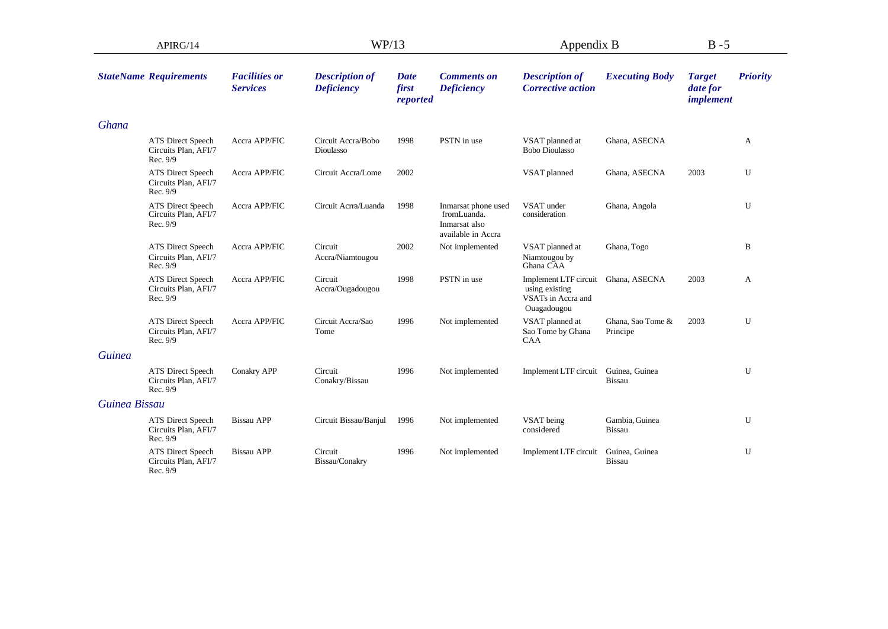| StateName | Requirements | Facilities or Services | Description of Deficiency | Date first reported | Comments on Deficiency | Description of Corrective action | Executing Body | Target date for implement | Priority |
|---|---|---|---|---|---|---|---|---|---|
| *Ghana* | | | | | | | | | |
| | ATS Direct Speech Circuits Plan, AFI/7 Rec. 9/9 | Accra APP/FIC | Circuit Accra/Bobo Dioulasso | 1998 | PSTN in use | VSAT planned at Bobo Dioulasso | Ghana, ASECNA | | A |
| | ATS Direct Speech Circuits Plan, AFI/7 Rec. 9/9 | Accra APP/FIC | Circuit Accra/Lome | 2002 | | VSAT planned | Ghana, ASECNA | 2003 | U |
| | ATS Direct Speech Circuits Plan, AFI/7 Rec. 9/9 | Accra APP/FIC | Circuit Acrra/Luanda | 1998 | Inmarsat phone used fromLuanda. Inmarsat also available in Accra | VSAT under consideration | Ghana, Angola | | U |
| | ATS Direct Speech Circuits Plan, AFI/7 Rec. 9/9 | Accra APP/FIC | Circuit Accra/Niamtougou | 2002 | Not implemented | VSAT planned at Niamtougou by Ghana CAA | Ghana, Togo | | B |
| | ATS Direct Speech Circuits Plan, AFI/7 Rec. 9/9 | Accra APP/FIC | Circuit Accra/Ougadougou | 1998 | PSTN in use | Implement LTF circuit using existing VSATs in Accra and Ouagadougou | Ghana, ASECNA | 2003 | A |
| | ATS Direct Speech Circuits Plan, AFI/7 Rec. 9/9 | Accra APP/FIC | Circuit Accra/Sao Tome | 1996 | Not implemented | VSAT planned at Sao Tome by Ghana CAA | Ghana, Sao Tome & Principe | 2003 | U |
| *Guinea* | | | | | | | | | |
| | ATS Direct Speech Circuits Plan, AFI/7 Rec. 9/9 | Conakry APP | Circuit Conakry/Bissau | 1996 | Not implemented | Implement LTF circuit | Guinea, Guinea Bissau | | U |
| *Guinea Bissau* | | | | | | | | | |
| | ATS Direct Speech Circuits Plan, AFI/7 Rec. 9/9 | Bissau APP | Circuit Bissau/Banjul | 1996 | Not implemented | VSAT being considered | Gambia, Guinea Bissau | | U |
| | ATS Direct Speech Circuits Plan, AFI/7 Rec. 9/9 | Bissau APP | Circuit Bissau/Conakry | 1996 | Not implemented | Implement LTF circuit | Guinea, Guinea Bissau | | U |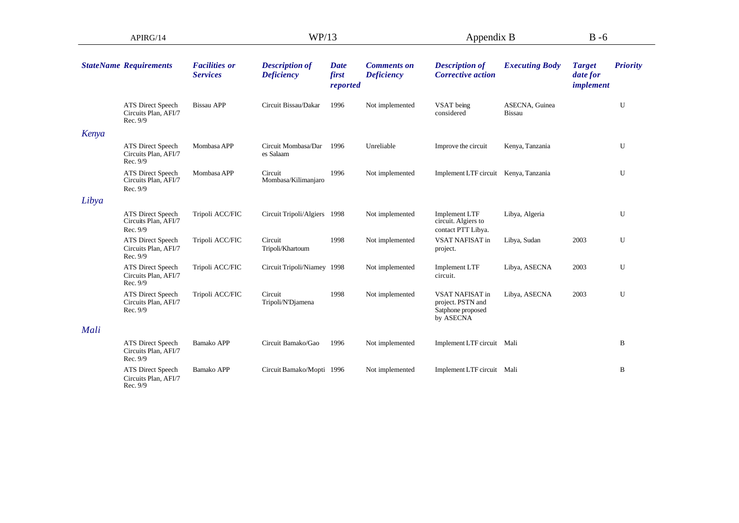| StateName | Requirements | Facilities or Services | Description of Deficiency | Date first reported | Comments on Deficiency | Description of Corrective action | Executing Body | Target date for implement | Priority |
|---|---|---|---|---|---|---|---|---|---|
| | ATS Direct Speech Circuits Plan, AFI/7 Rec. 9/9 | Bissau APP | Circuit Bissau/Dakar | 1996 | Not implemented | VSAT being considered | ASECNA, Guinea Bissau | | U |
| *Kenya* | | | | | | | | | |
| | ATS Direct Speech Circuits Plan, AFI/7 Rec. 9/9 | Mombasa APP | Circuit Mombasa/Dar es Salaam | 1996 | Unreliable | Improve the circuit | Kenya, Tanzania | | U |
| | ATS Direct Speech Circuits Plan, AFI/7 Rec. 9/9 | Mombasa APP | Circuit Mombasa/Kilimanjaro | 1996 | Not implemented | Implement LTF circuit | Kenya, Tanzania | | U |
| *Libya* | | | | | | | | | |
| | ATS Direct Speech Circuits Plan, AFI/7 Rec. 9/9 | Tripoli ACC/FIC | Circuit Tripoli/Algiers | 1998 | Not implemented | Implement LTF circuit. Algiers to contact PTT Libya. | Libya, Algeria | | U |
| | ATS Direct Speech Circuits Plan, AFI/7 Rec. 9/9 | Tripoli ACC/FIC | Circuit Tripoli/Khartoum | 1998 | Not implemented | VSAT NAFISAT in project. | Libya, Sudan | 2003 | U |
| | ATS Direct Speech Circuits Plan, AFI/7 Rec. 9/9 | Tripoli ACC/FIC | Circuit Tripoli/Niamey | 1998 | Not implemented | Implement LTF circuit. | Libya, ASECNA | 2003 | U |
| | ATS Direct Speech Circuits Plan, AFI/7 Rec. 9/9 | Tripoli ACC/FIC | Circuit Tripoli/N'Djamena | 1998 | Not implemented | VSAT NAFISAT in project. PSTN and Satphone proposed by ASECNA | Libya, ASECNA | 2003 | U |
| *Mali* | | | | | | | | | |
| | ATS Direct Speech Circuits Plan, AFI/7 Rec. 9/9 | Bamako APP | Circuit Bamako/Gao | 1996 | Not implemented | Implement LTF circuit | Mali | | B |
| | ATS Direct Speech Circuits Plan, AFI/7 Rec. 9/9 | Bamako APP | Circuit Bamako/Mopti | 1996 | Not implemented | Implement LTF circuit | Mali | | B |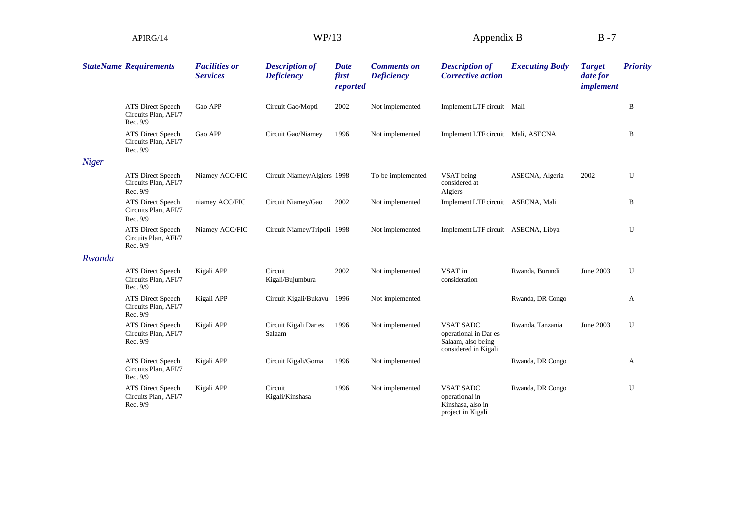| StateName | Requirements | Facilities or Services | Description of Deficiency | Date first reported | Comments on Deficiency | Description of Corrective action | Executing Body | Target date for implement | Priority |
|---|---|---|---|---|---|---|---|---|---|
| | ATS Direct Speech Circuits Plan, AFI/7 Rec. 9/9 | Gao APP | Circuit Gao/Mopti | 2002 | Not implemented | Implement LTF circuit | Mali | | B |
| | ATS Direct Speech Circuits Plan, AFI/7 Rec. 9/9 | Gao APP | Circuit Gao/Niamey | 1996 | Not implemented | Implement LTF circuit | Mali, ASECNA | | B |
| *Niger* | | | | | | | | | |
| | ATS Direct Speech Circuits Plan, AFI/7 Rec. 9/9 | Niamey ACC/FIC | Circuit Niamey/Algiers | 1998 | To be implemented | VSAT being considered at Algiers | ASECNA, Algeria | 2002 | U |
| | ATS Direct Speech Circuits Plan, AFI/7 Rec. 9/9 | niamey ACC/FIC | Circuit Niamey/Gao | 2002 | Not implemented | Implement LTF circuit | ASECNA, Mali | | B |
| | ATS Direct Speech Circuits Plan, AFI/7 Rec. 9/9 | Niamey ACC/FIC | Circuit Niamey/Tripoli | 1998 | Not implemented | Implement LTF circuit | ASECNA, Libya | | U |
| *Rwanda* | | | | | | | | | |
| | ATS Direct Speech Circuits Plan, AFI/7 Rec. 9/9 | Kigali APP | Circuit Kigali/Bujumbura | 2002 | Not implemented | VSAT in consideration | Rwanda, Burundi | June 2003 | U |
| | ATS Direct Speech Circuits Plan, AFI/7 Rec. 9/9 | Kigali APP | Circuit Kigali/Bukavu | 1996 | Not implemented | | Rwanda, DR Congo | | A |
| | ATS Direct Speech Circuits Plan, AFI/7 Rec. 9/9 | Kigali APP | Circuit Kigali Dar es Salaam | 1996 | Not implemented | VSAT SADC operational in Dar es Salaam, also being considered in Kigali | Rwanda, Tanzania | June 2003 | U |
| | ATS Direct Speech Circuits Plan, AFI/7 Rec. 9/9 | Kigali APP | Circuit Kigali/Goma | 1996 | Not implemented | | Rwanda, DR Congo | | A |
| | ATS Direct Speech Circuits Plan, AFI/7 Rec. 9/9 | Kigali APP | Circuit Kigali/Kinshasa | 1996 | Not implemented | VSAT SADC operational in Kinshasa, also in project in Kigali | Rwanda, DR Congo | | U |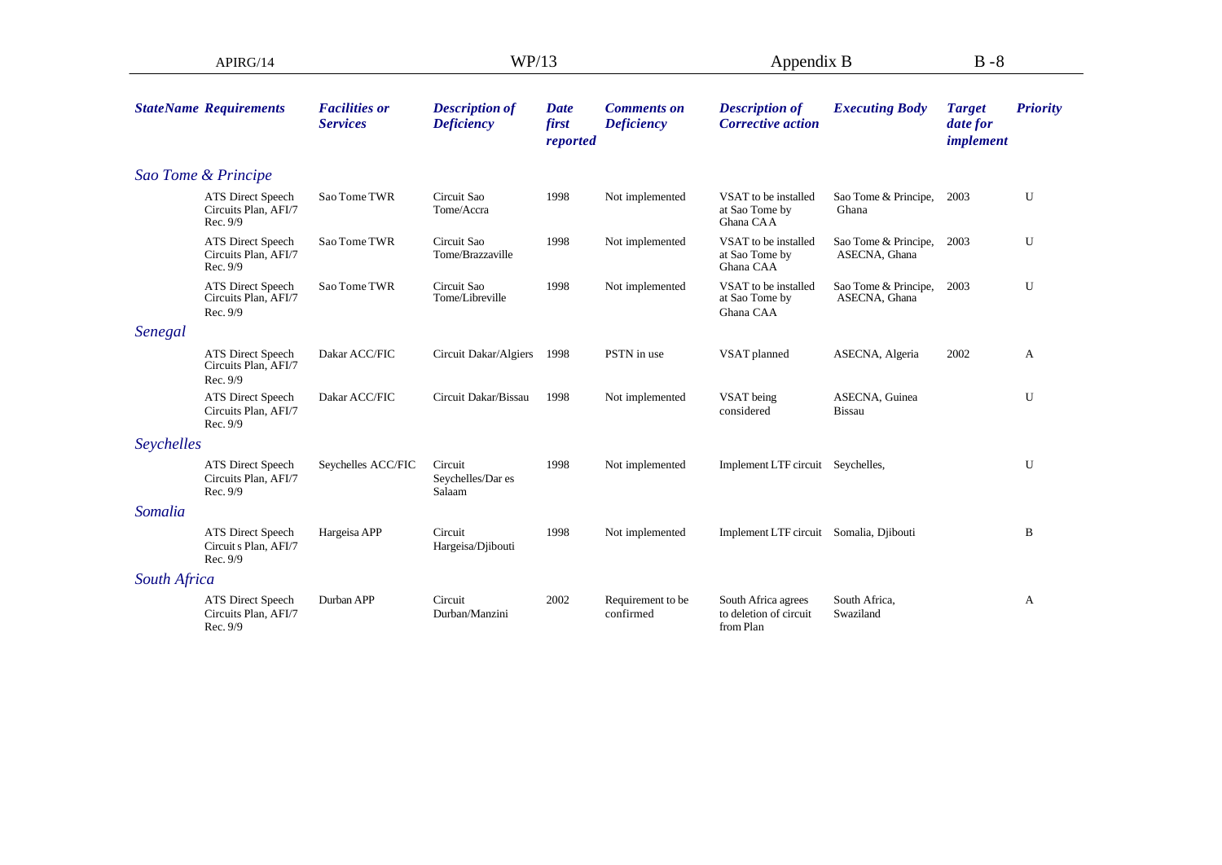| State | Name Requirements | Facilities or Services | Description of Deficiency | Date first reported | Comments on Deficiency | Description of Corrective action | Executing Body | Target date for implement | Priority |
|---|---|---|---|---|---|---|---|---|---|
| *Sao Tome & Principe* | | | | | | | | | |
| | ATS Direct Speech Circuits Plan, AFI/7 Rec. 9/9 | Sao Tome TWR | Circuit Sao Tome/Accra | 1998 | Not implemented | VSAT to be installed at Sao Tome by Ghana CAA | Sao Tome & Principe, Ghana | 2003 | U |
| | ATS Direct Speech Circuits Plan, AFI/7 Rec. 9/9 | Sao Tome TWR | Circuit Sao Tome/Brazzaville | 1998 | Not implemented | VSAT to be installed at Sao Tome by Ghana CAA | Sao Tome & Principe, ASECNA, Ghana | 2003 | U |
| | ATS Direct Speech Circuits Plan, AFI/7 Rec. 9/9 | Sao Tome TWR | Circuit Sao Tome/Libreville | 1998 | Not implemented | VSAT to be installed at Sao Tome by Ghana CAA | Sao Tome & Principe, ASECNA, Ghana | 2003 | U |
| *Senegal* | | | | | | | | | |
| | ATS Direct Speech Circuits Plan, AFI/7 Rec. 9/9 | Dakar ACC/FIC | Circuit Dakar/Algiers | 1998 | PSTN in use | VSAT planned | ASECNA, Algeria | 2002 | A |
| | ATS Direct Speech Circuits Plan, AFI/7 Rec. 9/9 | Dakar ACC/FIC | Circuit Dakar/Bissau | 1998 | Not implemented | VSAT being considered | ASECNA, Guinea Bissau | | U |
| *Seychelles* | | | | | | | | | |
| | ATS Direct Speech Circuits Plan, AFI/7 Rec. 9/9 | Seychelles ACC/FIC | Circuit Seychelles/Dar es Salaam | 1998 | Not implemented | Implement LTF circuit | Seychelles, | | U |
| *Somalia* | | | | | | | | | |
| | ATS Direct Speech Circuit s Plan, AFI/7 Rec. 9/9 | Hargeisa APP | Circuit Hargeisa/Djibouti | 1998 | Not implemented | Implement LTF circuit | Somalia, Djibouti | | B |
| *South Africa* | | | | | | | | | |
| | ATS Direct Speech Circuits Plan, AFI/7 Rec. 9/9 | Durban APP | Circuit Durban/Manzini | 2002 | Requirement to be confirmed | South Africa agrees to deletion of circuit from Plan | South Africa, Swaziland | | A |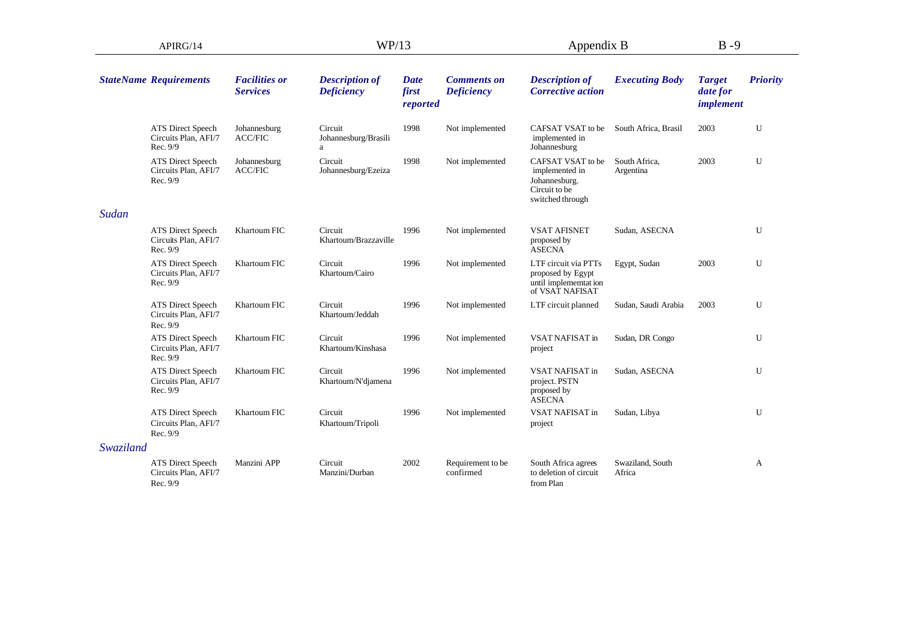| StateName | Requirements | Facilities or Services | Description of Deficiency | Date first reported | Comments on Deficiency | Description of Corrective action | Executing Body | Target date for implement | Priority |
|---|---|---|---|---|---|---|---|---|---|
| | ATS Direct Speech Circuits Plan, AFI/7 Rec. 9/9 | Johannesburg ACC/FIC | Circuit Johannesburg/Brasilia | 1998 | Not implemented | CAFSAT VSAT to be implemented in Johannesburg | South Africa, Brasil | 2003 | U |
| | ATS Direct Speech Circuits Plan, AFI/7 Rec. 9/9 | Johannesburg ACC/FIC | Circuit Johannesburg/Ezeiza | 1998 | Not implemented | CAFSAT VSAT to be implemented in Johannesburg. Circuit to be switched through | South Africa, Argentina | 2003 | U |
| *Sudan* | | | | | | | | | |
| | ATS Direct Speech Circuits Plan, AFI/7 Rec. 9/9 | Khartoum FIC | Circuit Khartoum/Brazzaville | 1996 | Not implemented | VSAT AFISNET proposed by ASECNA | Sudan, ASECNA | | U |
| | ATS Direct Speech Circuits Plan, AFI/7 Rec. 9/9 | Khartoum FIC | Circuit Khartoum/Cairo | 1996 | Not implemented | LTF circuit via PTTs proposed by Egypt until implememtation of VSAT NAFISAT | Egypt, Sudan | 2003 | U |
| | ATS Direct Speech Circuits Plan, AFI/7 Rec. 9/9 | Khartoum FIC | Circuit Khartoum/Jeddah | 1996 | Not implemented | LTF circuit planned | Sudan, Saudi Arabia | 2003 | U |
| | ATS Direct Speech Circuits Plan, AFI/7 Rec. 9/9 | Khartoum FIC | Circuit Khartoum/Kinshasa | 1996 | Not implemented | VSAT NAFISAT in project | Sudan, DR Congo | | U |
| | ATS Direct Speech Circuits Plan, AFI/7 Rec. 9/9 | Khartoum FIC | Circuit Khartoum/N'djamena | 1996 | Not implemented | VSAT NAFISAT in project. PSTN proposed by ASECNA | Sudan, ASECNA | | U |
| | ATS Direct Speech Circuits Plan, AFI/7 Rec. 9/9 | Khartoum FIC | Circuit Khartoum/Tripoli | 1996 | Not implemented | VSAT NAFISAT in project | Sudan, Libya | | U |
| *Swaziland* | | | | | | | | | |
| | ATS Direct Speech Circuits Plan, AFI/7 Rec. 9/9 | Manzini APP | Circuit Manzini/Durban | 2002 | Requirement to be confirmed | South Africa agrees to deletion of circuit from Plan | Swaziland, South Africa | | A |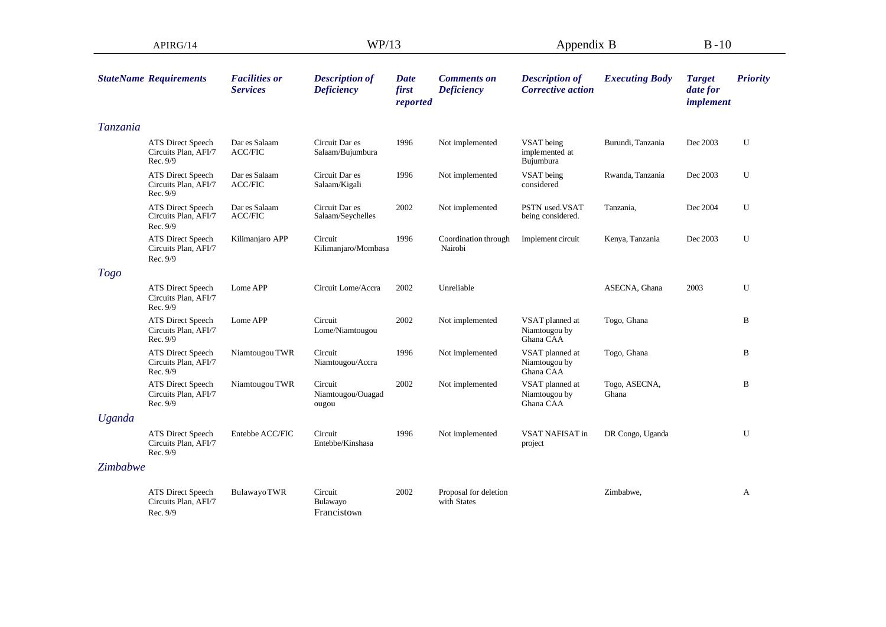| State | Name Requirements | Facilities or Services | Description of Deficiency | Date first reported | Comments on Deficiency | Description of Corrective action | Executing Body | Target date for implement | Priority |
|---|---|---|---|---|---|---|---|---|---|
| *Tanzania* | | | | | | | | | |
| | ATS Direct Speech Circuits Plan, AFI/7 Rec. 9/9 | Dar es Salaam ACC/FIC | Circuit Dar es Salaam/Bujumbura | 1996 | Not implemented | VSAT being implemented at Bujumbura | Burundi, Tanzania | Dec 2003 | U |
| | ATS Direct Speech Circuits Plan, AFI/7 Rec. 9/9 | Dar es Salaam ACC/FIC | Circuit Dar es Salaam/Kigali | 1996 | Not implemented | VSAT being considered | Rwanda, Tanzania | Dec 2003 | U |
| | ATS Direct Speech Circuits Plan, AFI/7 Rec. 9/9 | Dar es Salaam ACC/FIC | Circuit Dar es Salaam/Seychelles | 2002 | Not implemented | PSTN used.VSAT being considered. | Tanzania, | Dec 2004 | U |
| | ATS Direct Speech Circuits Plan, AFI/7 Rec. 9/9 | Kilimanjaro APP | Circuit Kilimanjaro/Mombasa | 1996 | Coordination through Nairobi | Implement circuit | Kenya, Tanzania | Dec 2003 | U |
| *Togo* | | | | | | | | | |
| | ATS Direct Speech Circuits Plan, AFI/7 Rec. 9/9 | Lome APP | Circuit Lome/Accra | 2002 | Unreliable | | ASECNA, Ghana | 2003 | U |
| | ATS Direct Speech Circuits Plan, AFI/7 Rec. 9/9 | Lome APP | Circuit Lome/Niamtougou | 2002 | Not implemented | VSAT planned at Niamtougou by Ghana CAA | Togo, Ghana | | B |
| | ATS Direct Speech Circuits Plan, AFI/7 Rec. 9/9 | Niamtougou TWR | Circuit Niamtougou/Accra | 1996 | Not implemented | VSAT planned at Niamtougou by Ghana CAA | Togo, Ghana | | B |
| | ATS Direct Speech Circuits Plan, AFI/7 Rec. 9/9 | Niamtougou TWR | Circuit Niamtougou/Ouagadougou | 2002 | Not implemented | VSAT planned at Niamtougou by Ghana CAA | Togo, ASECNA, Ghana | | B |
| *Uganda* | | | | | | | | | |
| | ATS Direct Speech Circuits Plan, AFI/7 Rec. 9/9 | Entebbe ACC/FIC | Circuit Entebbe/Kinshasa | 1996 | Not implemented | VSAT NAFISAT in project | DR Congo, Uganda | | U |
| *Zimbabwe* | | | | | | | | | |
| | ATS Direct Speech Circuits Plan, AFI/7 Rec. 9/9 | Bulawayo TWR | Circuit Bulawayo Francistown | 2002 | Proposal for deletion with States | | Zimbabwe, | | A |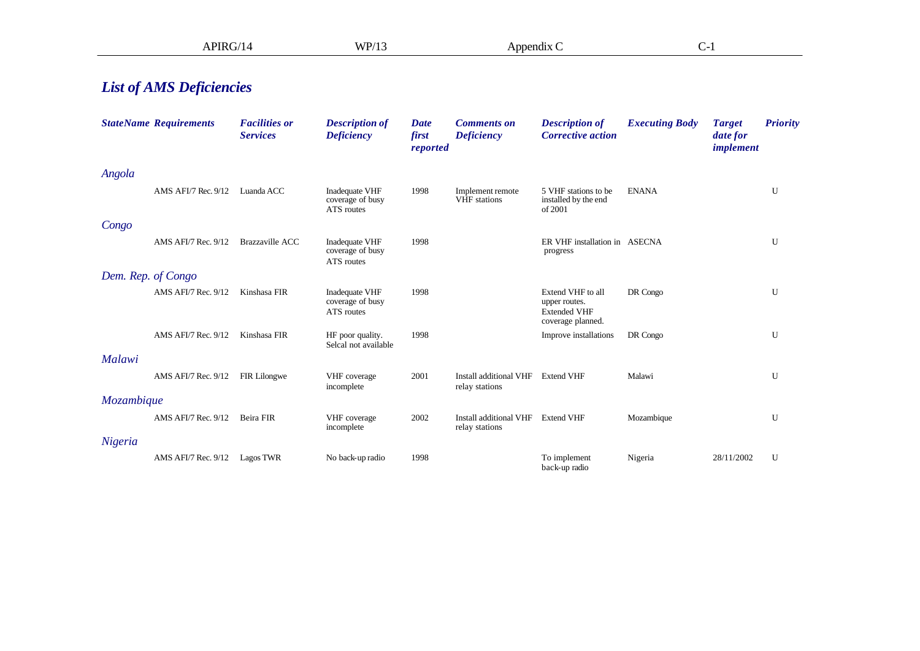## *List of AMS Deficiencies*

| StateName | Requirements | Facilities or Services | Description of Deficiency | Date first reported | Comments on Deficiency | Description of Corrective action | Executing Body | Target date for implement | Priority |
|---|---|---|---|---|---|---|---|---|---|
| *Angola* | | | | | | | | | |
| | AMS AFI/7 Rec. 9/12 | Luanda ACC | Inadequate VHF coverage of busy ATS routes | 1998 | Implement remote VHF stations | 5 VHF stations to be installed by the end of 2001 | ENANA | | U |
| *Congo* | | | | | | | | | |
| | AMS AFI/7 Rec. 9/12 | Brazzaville ACC | Inadequate VHF coverage of busy ATS routes | 1998 | | ER VHF installation in progress | ASECNA | | U |
| *Dem. Rep. of Congo* | | | | | | | | | |
| | AMS AFI/7 Rec. 9/12 | Kinshasa FIR | Inadequate VHF coverage of busy ATS routes | 1998 | | Extend VHF to all upper routes. Extended VHF coverage planned. | DR Congo | | U |
| | AMS AFI/7 Rec. 9/12 | Kinshasa FIR | HF poor quality. Selcal not available | 1998 | | Improve installations | DR Congo | | U |
| *Malawi* | | | | | | | | | |
| | AMS AFI/7 Rec. 9/12 | FIR Lilongwe | VHF coverage incomplete | 2001 | Install additional VHF relay stations | Extend VHF | Malawi | | U |
| *Mozambique* | | | | | | | | | |
| | AMS AFI/7 Rec. 9/12 | Beira FIR | VHF coverage incomplete | 2002 | Install additional VHF relay stations | Extend VHF | Mozambique | | U |
| *Nigeria* | | | | | | | | | |
| | AMS AFI/7 Rec. 9/12 | Lagos TWR | No back-up radio | 1998 | | To implement back-up radio | Nigeria | 28/11/2002 | U |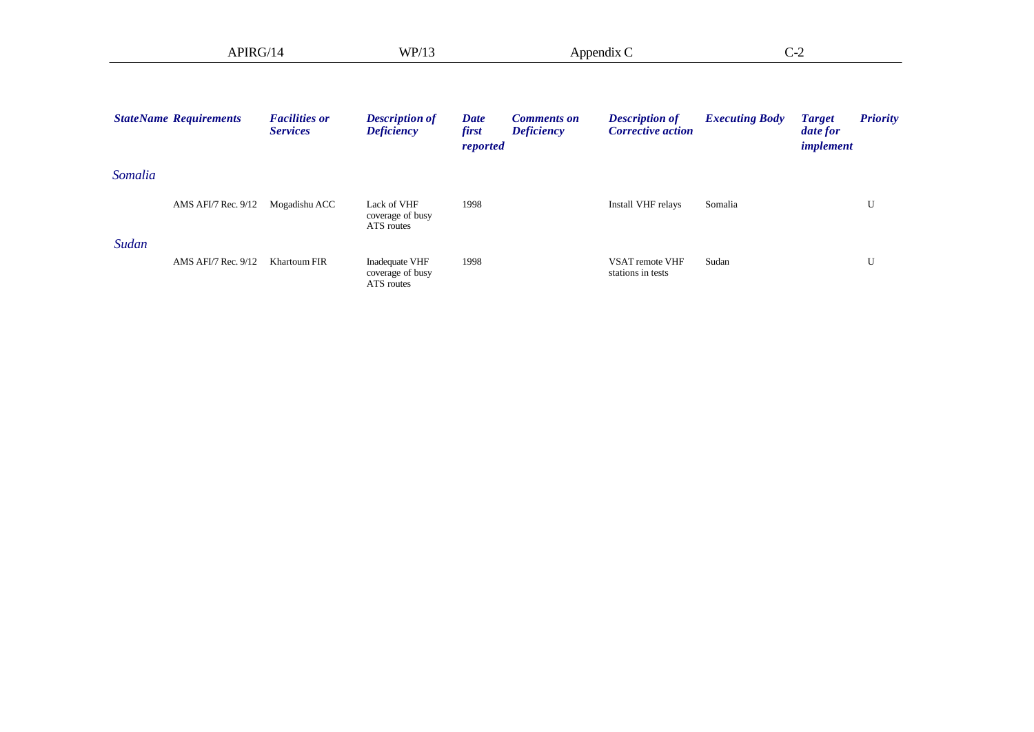| StateName | Requirements | Facilities or Services | Description of Deficiency | Date first reported | Comments on Deficiency | Description of Corrective action | Executing Body | Target date for implement | Priority |
|---|---|---|---|---|---|---|---|---|---|
| *Somalia* | | | | | | | | | |
| | AMS AFI/7 Rec. 9/12 | Mogadishu ACC | Lack of VHF coverage of busy ATS routes | 1998 | | Install VHF relays | Somalia | | U |
| *Sudan* | | | | | | | | | |
| | AMS AFI/7 Rec. 9/12 | Khartoum FIR | Inadequate VHF coverage of busy ATS routes | 1998 | | VSAT remote VHF stations in tests | Sudan | | U |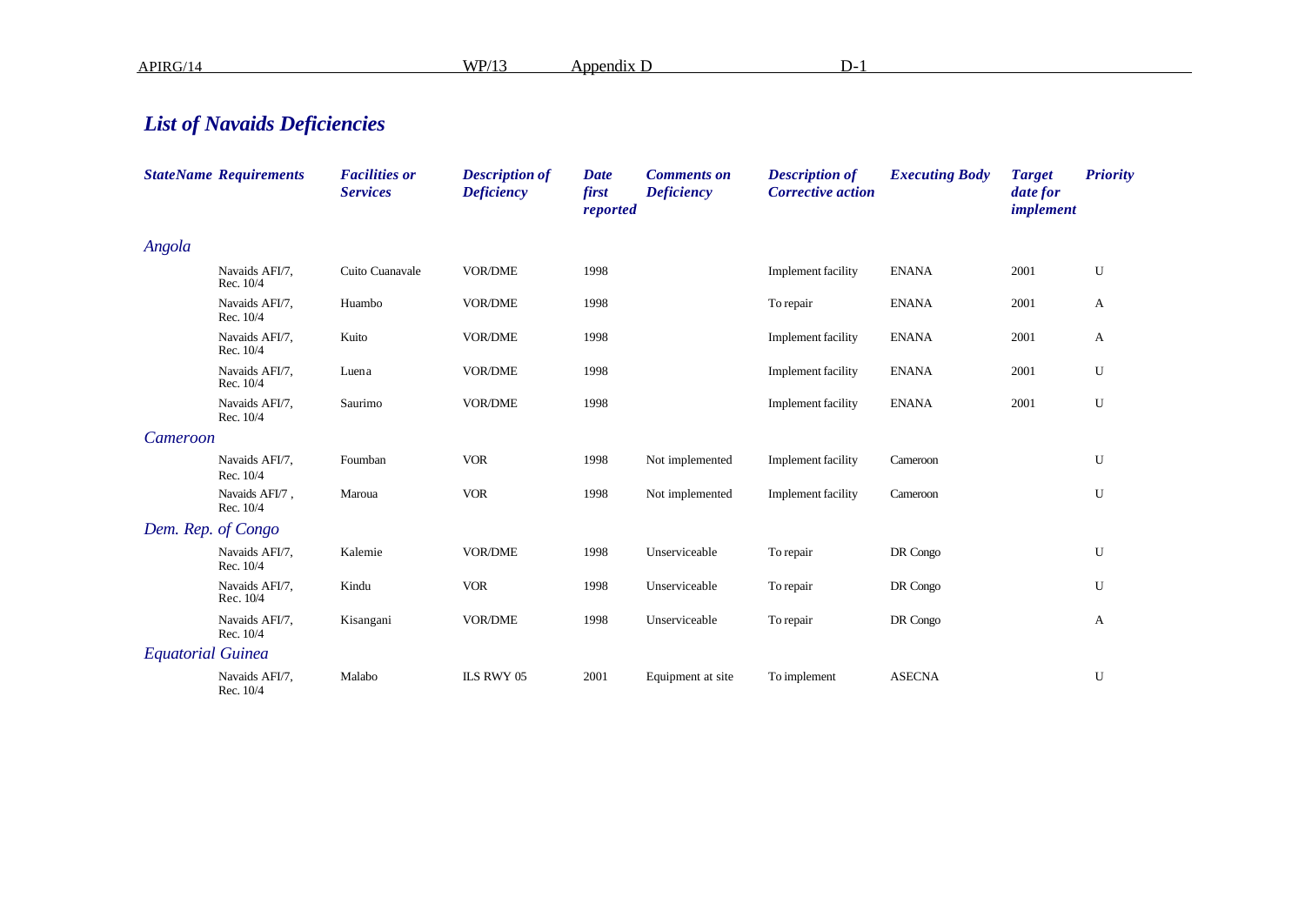## *List of Navaids Deficiencies*

| *StateName* | *Requirements* | *Facilities or Services* | *Description of Deficiency* | *Date first reported* | *Comments on Deficiency* | *Description of Corrective action* | *Executing Body* | *Target date for implement* | *Priority* |
|---|---|---|---|---|---|---|---|---|---|
| *Angola* | | | | | | | | | |
| | Navaids AFI/7, Rec. 10/4 | Cuito Cuanavale | VOR/DME | 1998 | | Implement facility | ENANA | 2001 | U |
| | Navaids AFI/7, Rec. 10/4 | Huambo | VOR/DME | 1998 | | To repair | ENANA | 2001 | A |
| | Navaids AFI/7, Rec. 10/4 | Kuito | VOR/DME | 1998 | | Implement facility | ENANA | 2001 | A |
| | Navaids AFI/7, Rec. 10/4 | Luena | VOR/DME | 1998 | | Implement facility | ENANA | 2001 | U |
| | Navaids AFI/7, Rec. 10/4 | Saurimo | VOR/DME | 1998 | | Implement facility | ENANA | 2001 | U |
| *Cameroon* | | | | | | | | | |
| | Navaids AFI/7, Rec. 10/4 | Foumban | VOR | 1998 | Not implemented | Implement facility | Cameroon | | U |
| | Navaids AFI/7 , Rec. 10/4 | Maroua | VOR | 1998 | Not implemented | Implement facility | Cameroon | | U |
| *Dem. Rep. of Congo* | | | | | | | | | |
| | Navaids AFI/7, Rec. 10/4 | Kalemie | VOR/DME | 1998 | Unserviceable | To repair | DR Congo | | U |
| | Navaids AFI/7, Rec. 10/4 | Kindu | VOR | 1998 | Unserviceable | To repair | DR Congo | | U |
| | Navaids AFI/7, Rec. 10/4 | Kisangani | VOR/DME | 1998 | Unserviceable | To repair | DR Congo | | A |
| *Equatorial Guinea* | | | | | | | | | |
| | Navaids AFI/7, Rec. 10/4 | Malabo | ILS RWY 05 | 2001 | Equipment at site | To implement | ASECNA | | U |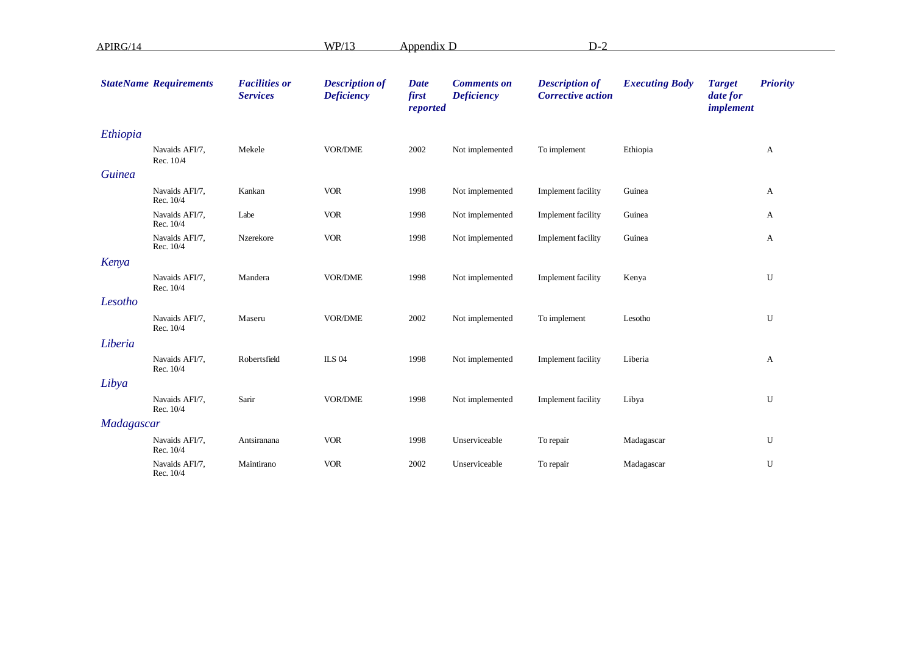| StateName | Requirements | Facilities or Services | Description of Deficiency | Date first reported | Comments on Deficiency | Description of Corrective action | Executing Body | Target date for implement | Priority |
|---|---|---|---|---|---|---|---|---|---|
| *Ethiopia* | | | | | | | | | |
| | Navaids AFI/7, Rec. 10/4 | Mekele | VOR/DME | 2002 | Not implemented | To implement | Ethiopia | | A |
| *Guinea* | | | | | | | | | |
| | Navaids AFI/7, Rec. 10/4 | Kankan | VOR | 1998 | Not implemented | Implement facility | Guinea | | A |
| | Navaids AFI/7, Rec. 10/4 | Labe | VOR | 1998 | Not implemented | Implement facility | Guinea | | A |
| | Navaids AFI/7, Rec. 10/4 | Nzerekore | VOR | 1998 | Not implemented | Implement facility | Guinea | | A |
| *Kenya* | | | | | | | | | |
| | Navaids AFI/7, Rec. 10/4 | Mandera | VOR/DME | 1998 | Not implemented | Implement facility | Kenya | | U |
| *Lesotho* | | | | | | | | | |
| | Navaids AFI/7, Rec. 10/4 | Maseru | VOR/DME | 2002 | Not implemented | To implement | Lesotho | | U |
| *Liberia* | | | | | | | | | |
| | Navaids AFI/7, Rec. 10/4 | Robertsfield | ILS 04 | 1998 | Not implemented | Implement facility | Liberia | | A |
| *Libya* | | | | | | | | | |
| | Navaids AFI/7, Rec. 10/4 | Sarir | VOR/DME | 1998 | Not implemented | Implement facility | Libya | | U |
| *Madagascar* | | | | | | | | | |
| | Navaids AFI/7, Rec. 10/4 | Antsiranana | VOR | 1998 | Unserviceable | To repair | Madagascar | | U |
| | Navaids AFI/7, Rec. 10/4 | Maintirano | VOR | 2002 | Unserviceable | To repair | Madagascar | | U |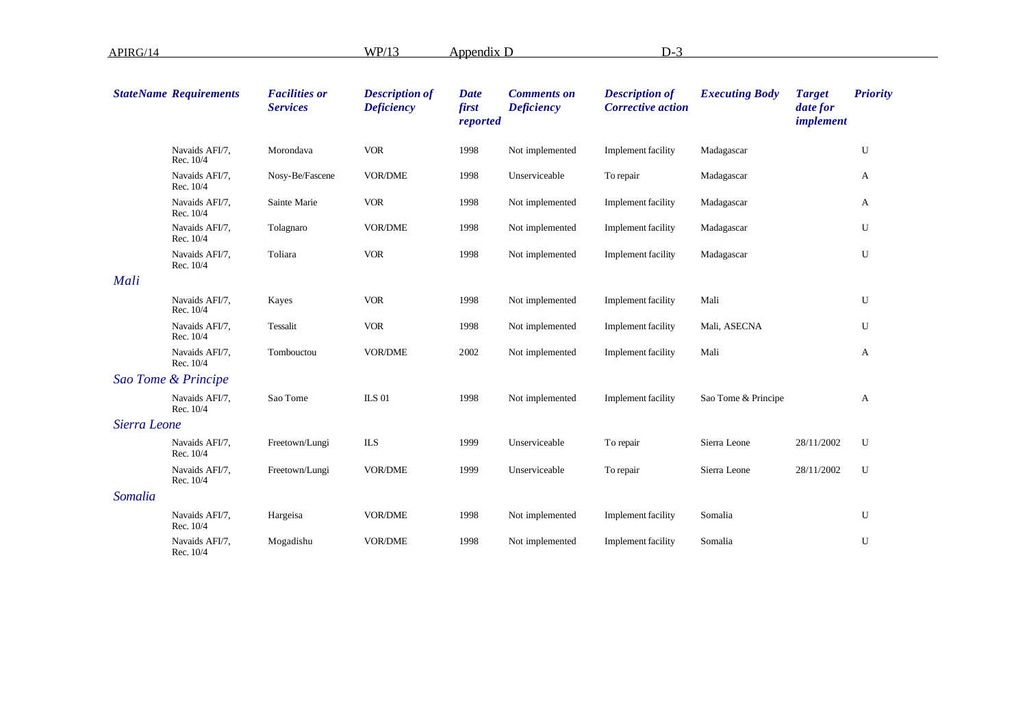| StateName | Requirements | Facilities or Services | Description of Deficiency | Date first reported | Comments on Deficiency | Description of Corrective action | Executing Body | Target date for implement | Priority |
|---|---|---|---|---|---|---|---|---|---|
| | Navaids AFI/7, Rec. 10/4 | Morondava | VOR | 1998 | Not implemented | Implement facility | Madagascar | | U |
| | Navaids AFI/7, Rec. 10/4 | Nosy-Be/Fascene | VOR/DME | 1998 | Unserviceable | To repair | Madagascar | | A |
| | Navaids AFI/7, Rec. 10/4 | Sainte Marie | VOR | 1998 | Not implemented | Implement facility | Madagascar | | A |
| | Navaids AFI/7, Rec. 10/4 | Tolagnaro | VOR/DME | 1998 | Not implemented | Implement facility | Madagascar | | U |
| | Navaids AFI/7, Rec. 10/4 | Toliara | VOR | 1998 | Not implemented | Implement facility | Madagascar | | U |
| *Mali* | | | | | | | | | |
| | Navaids AFI/7, Rec. 10/4 | Kayes | VOR | 1998 | Not implemented | Implement facility | Mali | | U |
| | Navaids AFI/7, Rec. 10/4 | Tessalit | VOR | 1998 | Not implemented | Implement facility | Mali, ASECNA | | U |
| | Navaids AFI/7, Rec. 10/4 | Tombouctou | VOR/DME | 2002 | Not implemented | Implement facility | Mali | | A |
| *Sao Tome & Principe* | | | | | | | | | |
| | Navaids AFI/7, Rec. 10/4 | Sao Tome | ILS 01 | 1998 | Not implemented | Implement facility | Sao Tome & Principe | | A |
| *Sierra Leone* | | | | | | | | | |
| | Navaids AFI/7, Rec. 10/4 | Freetown/Lungi | ILS | 1999 | Unserviceable | To repair | Sierra Leone | 28/11/2002 | U |
| | Navaids AFI/7, Rec. 10/4 | Freetown/Lungi | VOR/DME | 1999 | Unserviceable | To repair | Sierra Leone | 28/11/2002 | U |
| *Somalia* | | | | | | | | | |
| | Navaids AFI/7, Rec. 10/4 | Hargeisa | VOR/DME | 1998 | Not implemented | Implement facility | Somalia | | U |
| | Navaids AFI/7, Rec. 10/4 | Mogadishu | VOR/DME | 1998 | Not implemented | Implement facility | Somalia | | U |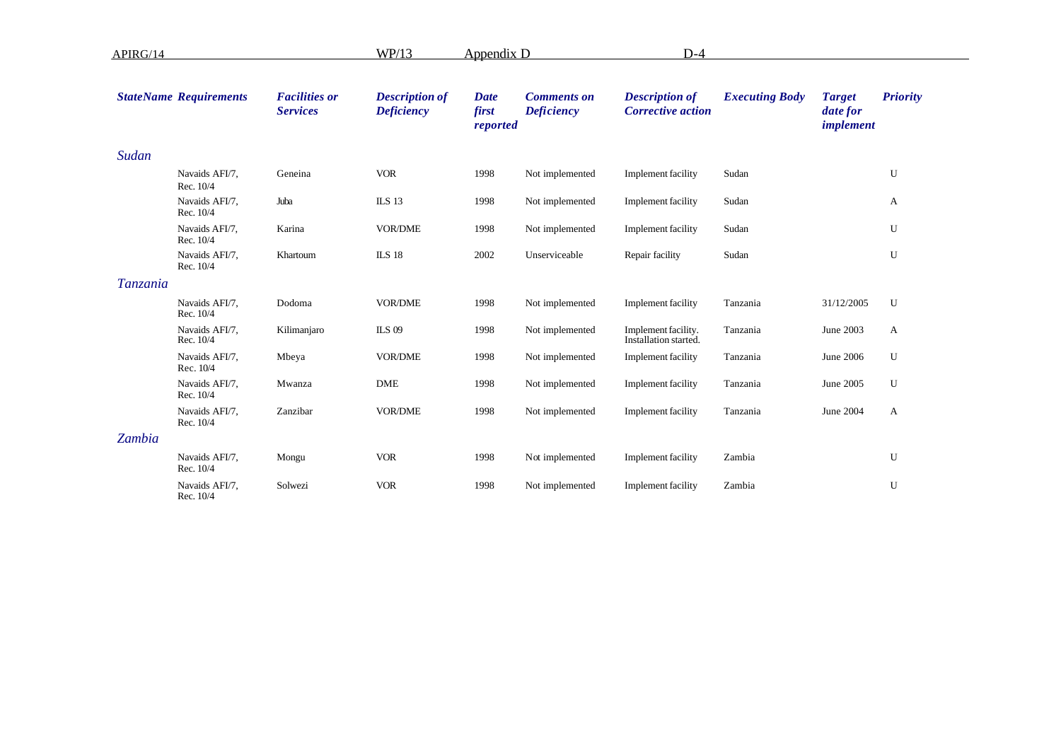| StateName | Requirements | Facilities or Services | Description of Deficiency | Date first reported | Comments on Deficiency | Description of Corrective action | Executing Body | Target date for implement | Priority |
|---|---|---|---|---|---|---|---|---|---|
| *Sudan* | | | | | | | | | |
| | Navaids AFI/7, Rec. 10/4 | Geneina | VOR | 1998 | Not implemented | Implement facility | Sudan | | U |
| | Navaids AFI/7, Rec. 10/4 | Juba | ILS 13 | 1998 | Not implemented | Implement facility | Sudan | | A |
| | Navaids AFI/7, Rec. 10/4 | Karina | VOR/DME | 1998 | Not implemented | Implement facility | Sudan | | U |
| | Navaids AFI/7, Rec. 10/4 | Khartoum | ILS 18 | 2002 | Unserviceable | Repair facility | Sudan | | U |
| *Tanzania* | | | | | | | | | |
| | Navaids AFI/7, Rec. 10/4 | Dodoma | VOR/DME | 1998 | Not implemented | Implement facility | Tanzania | 31/12/2005 | U |
| | Navaids AFI/7, Rec. 10/4 | Kilimanjaro | ILS 09 | 1998 | Not implemented | Implement facility. Installation started. | Tanzania | June 2003 | A |
| | Navaids AFI/7, Rec. 10/4 | Mbeya | VOR/DME | 1998 | Not implemented | Implement facility | Tanzania | June 2006 | U |
| | Navaids AFI/7, Rec. 10/4 | Mwanza | DME | 1998 | Not implemented | Implement facility | Tanzania | June 2005 | U |
| | Navaids AFI/7, Rec. 10/4 | Zanzibar | VOR/DME | 1998 | Not implemented | Implement facility | Tanzania | June 2004 | A |
| *Zambia* | | | | | | | | | |
| | Navaids AFI/7, Rec. 10/4 | Mongu | VOR | 1998 | Not implemented | Implement facility | Zambia | | U |
| | Navaids AFI/7, Rec. 10/4 | Solwezi | VOR | 1998 | Not implemented | Implement facility | Zambia | | U |